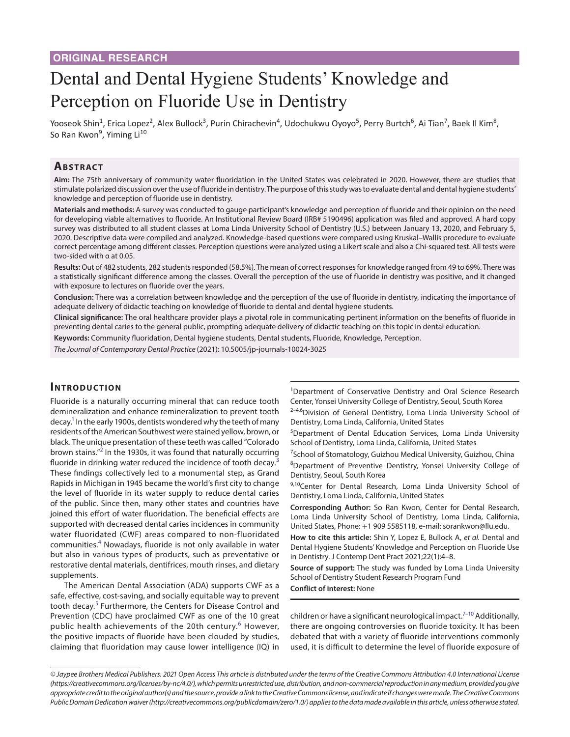ORIGINAL RESEARCH

# Dental and Dental Hygiene Students' Knowledge and Perception on Fluoride Use in Dentistry

Yooseok Shin[1], Erica Lopez[2], Alex Bullock[3], Purin Chirachevin[4], Udochukwu Oyoyo[5], Perry Burtch[6], Ai Tian[7], Baek Il Kim[8], So Ran Kwon[9], Yiming Li[10]

## Abstract

**Aim:** The 75th anniversary of community water fluoridation in the United States was celebrated in 2020. However, there are studies that stimulate polarized discussion over the use of fluoride in dentistry. The purpose of this study was to evaluate dental and dental hygiene students' knowledge and perception of fluoride use in dentistry.

**Materials and methods:** A survey was conducted to gauge participant's knowledge and perception of fluoride and their opinion on the need for developing viable alternatives to fluoride. An Institutional Review Board (IRB# 5190496) application was filed and approved. A hard copy survey was distributed to all student classes at Loma Linda University School of Dentistry (U.S.) between January 13, 2020, and February 5, 2020. Descriptive data were compiled and analyzed. Knowledge-based questions were compared using Kruskal–Wallis procedure to evaluate correct percentage among different classes. Perception questions were analyzed using a Likert scale and also a Chi-squared test. All tests were two-sided with α at 0.05.

**Results:** Out of 482 students, 282 students responded (58.5%). The mean of correct responses for knowledge ranged from 49 to 69%. There was a statistically significant difference among the classes. Overall the perception of the use of fluoride in dentistry was positive, and it changed with exposure to lectures on fluoride over the years.

**Conclusion:** There was a correlation between knowledge and the perception of the use of fluoride in dentistry, indicating the importance of adequate delivery of didactic teaching on knowledge of fluoride to dental and dental hygiene students.

**Clinical significance:** The oral healthcare provider plays a pivotal role in communicating pertinent information on the benefits of fluoride in preventing dental caries to the general public, prompting adequate delivery of didactic teaching on this topic in dental education.

**Keywords:** Community fluoridation, Dental hygiene students, Dental students, Fluoride, Knowledge, Perception.

*The Journal of Contemporary Dental Practice* (2021): 10.5005/jp-journals-10024-3025

[1]Department of Conservative Dentistry and Oral Science Research Center, Yonsei University College of Dentistry, Seoul, South Korea

[2–4,6]Division of General Dentistry, Loma Linda University School of Dentistry, Loma Linda, California, United States

[5]Department of Dental Education Services, Loma Linda University School of Dentistry, Loma Linda, California, United States

[7]School of Stomatology, Guizhou Medical University, Guizhou, China

[8]Department of Preventive Dentistry, Yonsei University College of Dentistry, Seoul, South Korea

[9,10]Center for Dental Research, Loma Linda University School of Dentistry, Loma Linda, California, United States

**Corresponding Author:** So Ran Kwon, Center for Dental Research, Loma Linda University School of Dentistry, Loma Linda, California, United States, Phone: +1 909 5585118, e-mail: sorankwon@llu.edu.

**How to cite this article:** Shin Y, Lopez E, Bullock A, *et al.* Dental and Dental Hygiene Students' Knowledge and Perception on Fluoride Use in Dentistry. J Contemp Dent Pract 2021;22(1):4–8.

**Source of support:** The study was funded by Loma Linda University School of Dentistry Student Research Program Fund

**Conflict of interest:** None

## Introduction

Fluoride is a naturally occurring mineral that can reduce tooth demineralization and enhance remineralization to prevent tooth decay.[1] In the early 1900s, dentists wondered why the teeth of many residents of the American Southwest were stained yellow, brown, or black. The unique presentation of these teeth was called "Colorado brown stains."[2] In the 1930s, it was found that naturally occurring fluoride in drinking water reduced the incidence of tooth decay.[3] These findings collectively led to a monumental step, as Grand Rapids in Michigan in 1945 became the world's first city to change the level of fluoride in its water supply to reduce dental caries of the public. Since then, many other states and countries have joined this effort of water fluoridation. The beneficial effects are supported with decreased dental caries incidences in community water fluoridated (CWF) areas compared to non-fluoridated communities.[4] Nowadays, fluoride is not only available in water but also in various types of products, such as preventative or restorative dental materials, dentifrices, mouth rinses, and dietary supplements.

The American Dental Association (ADA) supports CWF as a safe, effective, cost-saving, and socially equitable way to prevent tooth decay.[5] Furthermore, the Centers for Disease Control and Prevention (CDC) have proclaimed CWF as one of the 10 great public health achievements of the 20th century.[6] However, the positive impacts of fluoride have been clouded by studies, claiming that fluoridation may cause lower intelligence (IQ) in children or have a significant neurological impact.[7–10] Additionally, there are ongoing controversies on fluoride toxicity. It has been debated that with a variety of fluoride interventions commonly used, it is difficult to determine the level of fluoride exposure of

*© Jaypee Brothers Medical Publishers. 2021 Open Access This article is distributed under the terms of the Creative Commons Attribution 4.0 International License (https://creativecommons.org/licenses/by-nc/4.0/), which permits unrestricted use, distribution, and non-commercial reproduction in any medium, provided you give appropriate credit to the original author(s) and the source, provide a link to the Creative Commons license, and indicate if changes were made. The Creative Commons Public Domain Dedication waiver (http://creativecommons.org/publicdomain/zero/1.0/) applies to the data made available in this article, unless otherwise stated.*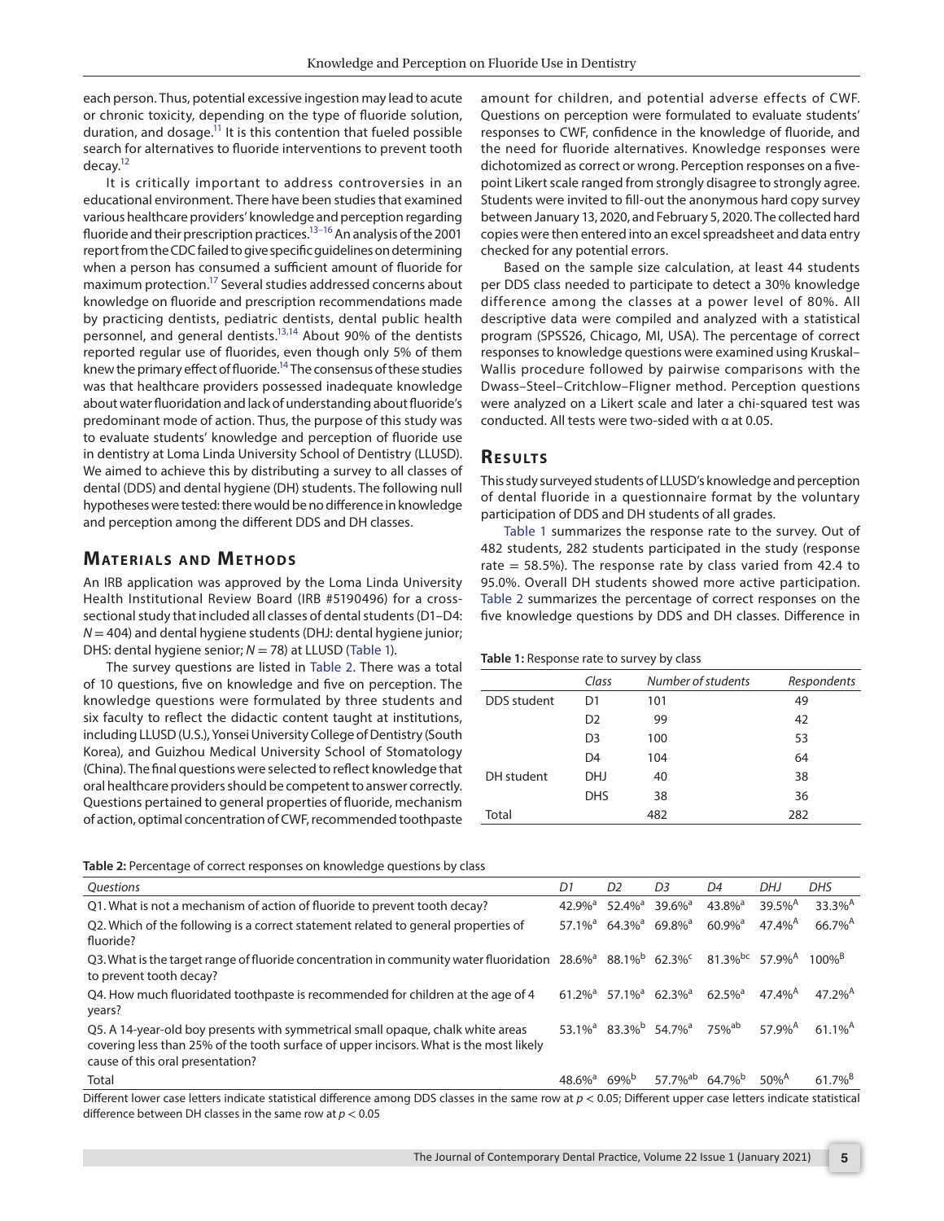each person. Thus, potential excessive ingestion may lead to acute or chronic toxicity, depending on the type of fluoride solution, duration, and dosage.[11] It is this contention that fueled possible search for alternatives to fluoride interventions to prevent tooth decay.[12]

It is critically important to address controversies in an educational environment. There have been studies that examined various healthcare providers' knowledge and perception regarding fluoride and their prescription practices.[13–16] An analysis of the 2001 report from the CDC failed to give specific guidelines on determining when a person has consumed a sufficient amount of fluoride for maximum protection.[17] Several studies addressed concerns about knowledge on fluoride and prescription recommendations made by practicing dentists, pediatric dentists, dental public health personnel, and general dentists.[13,14] About 90% of the dentists reported regular use of fluorides, even though only 5% of them knew the primary effect of fluoride.[14] The consensus of these studies was that healthcare providers possessed inadequate knowledge about water fluoridation and lack of understanding about fluoride's predominant mode of action. Thus, the purpose of this study was to evaluate students' knowledge and perception of fluoride use in dentistry at Loma Linda University School of Dentistry (LLUSD). We aimed to achieve this by distributing a survey to all classes of dental (DDS) and dental hygiene (DH) students. The following null hypotheses were tested: there would be no difference in knowledge and perception among the different DDS and DH classes.

## Materials and Methods

An IRB application was approved by the Loma Linda University Health Institutional Review Board (IRB #5190496) for a cross-sectional study that included all classes of dental students (D1–D4: $N = 404$) and dental hygiene students (DHJ: dental hygiene junior; DHS: dental hygiene senior; $N = 78$) at LLUSD (Table 1).

The survey questions are listed in Table 2. There was a total of 10 questions, five on knowledge and five on perception. The knowledge questions were formulated by three students and six faculty to reflect the didactic content taught at institutions, including LLUSD (U.S.), Yonsei University College of Dentistry (South Korea), and Guizhou Medical University School of Stomatology (China). The final questions were selected to reflect knowledge that oral healthcare providers should be competent to answer correctly. Questions pertained to general properties of fluoride, mechanism of action, optimal concentration of CWF, recommended toothpaste amount for children, and potential adverse effects of CWF. Questions on perception were formulated to evaluate students' responses to CWF, confidence in the knowledge of fluoride, and the need for fluoride alternatives. Knowledge responses were dichotomized as correct or wrong. Perception responses on a five-point Likert scale ranged from strongly disagree to strongly agree. Students were invited to fill-out the anonymous hard copy survey between January 13, 2020, and February 5, 2020. The collected hard copies were then entered into an excel spreadsheet and data entry checked for any potential errors.

Based on the sample size calculation, at least 44 students per DDS class needed to participate to detect a 30% knowledge difference among the classes at a power level of 80%. All descriptive data were compiled and analyzed with a statistical program (SPSS26, Chicago, MI, USA). The percentage of correct responses to knowledge questions were examined using Kruskal–Wallis procedure followed by pairwise comparisons with the Dwass–Steel–Critchlow–Fligner method. Perception questions were analyzed on a Likert scale and later a chi-squared test was conducted. All tests were two-sided with α at 0.05.

## Results

This study surveyed students of LLUSD's knowledge and perception of dental fluoride in a questionnaire format by the voluntary participation of DDS and DH students of all grades.

Table 1 summarizes the response rate to the survey. Out of 482 students, 282 students participated in the study (response rate = 58.5%). The response rate by class varied from 42.4 to 95.0%. Overall DH students showed more active participation. Table 2 summarizes the percentage of correct responses on the five knowledge questions by DDS and DH classes. Difference in

**Table 1:** Response rate to survey by class

| | *Class* | *Number of students* | *Respondents* |
|---|---|---|---|
| DDS student | D1 | 101 | 49 |
| | D2 | 99 | 42 |
| | D3 | 100 | 53 |
| | D4 | 104 | 64 |
| DH student | DHJ | 40 | 38 |
| | DHS | 38 | 36 |
| Total | | 482 | 282 |

**Table 2:** Percentage of correct responses on knowledge questions by class

| *Questions* | *D1* | *D2* | *D3* | *D4* | *DHJ* | *DHS* |
|---|---|---|---|---|---|---|
| Q1. What is not a mechanism of action of fluoride to prevent tooth decay? | 42.9%[a] | 52.4%[a] | 39.6%[a] | 43.8%[a] | 39.5%[A] | 33.3%[A] |
| Q2. Which of the following is a correct statement related to general properties of fluoride? | 57.1%[a] | 64.3%[a] | 69.8%[a] | 60.9%[a] | 47.4%[A] | 66.7%[A] |
| Q3. What is the target range of fluoride concentration in community water fluoridation to prevent tooth decay? | 28.6%[a] | 88.1%[b] | 62.3%[c] | 81.3%[bc] | 57.9%[A] | 100%[B] |
| Q4. How much fluoridated toothpaste is recommended for children at the age of 4 years? | 61.2%[a] | 57.1%[a] | 62.3%[a] | 62.5%[a] | 47.4%[A] | 47.2%[A] |
| Q5. A 14-year-old boy presents with symmetrical small opaque, chalk white areas covering less than 25% of the tooth surface of upper incisors. What is the most likely cause of this oral presentation? | 53.1%[a] | 83.3%[b] | 54.7%[a] | 75%[ab] | 57.9%[A] | 61.1%[A] |
| Total | 48.6%[a] | 69%[b] | 57.7%[ab] | 64.7%[b] | 50%[A] | 61.7%[B] |

Different lower case letters indicate statistical difference among DDS classes in the same row at $p < 0.05$; Different upper case letters indicate statistical difference between DH classes in the same row at $p < 0.05$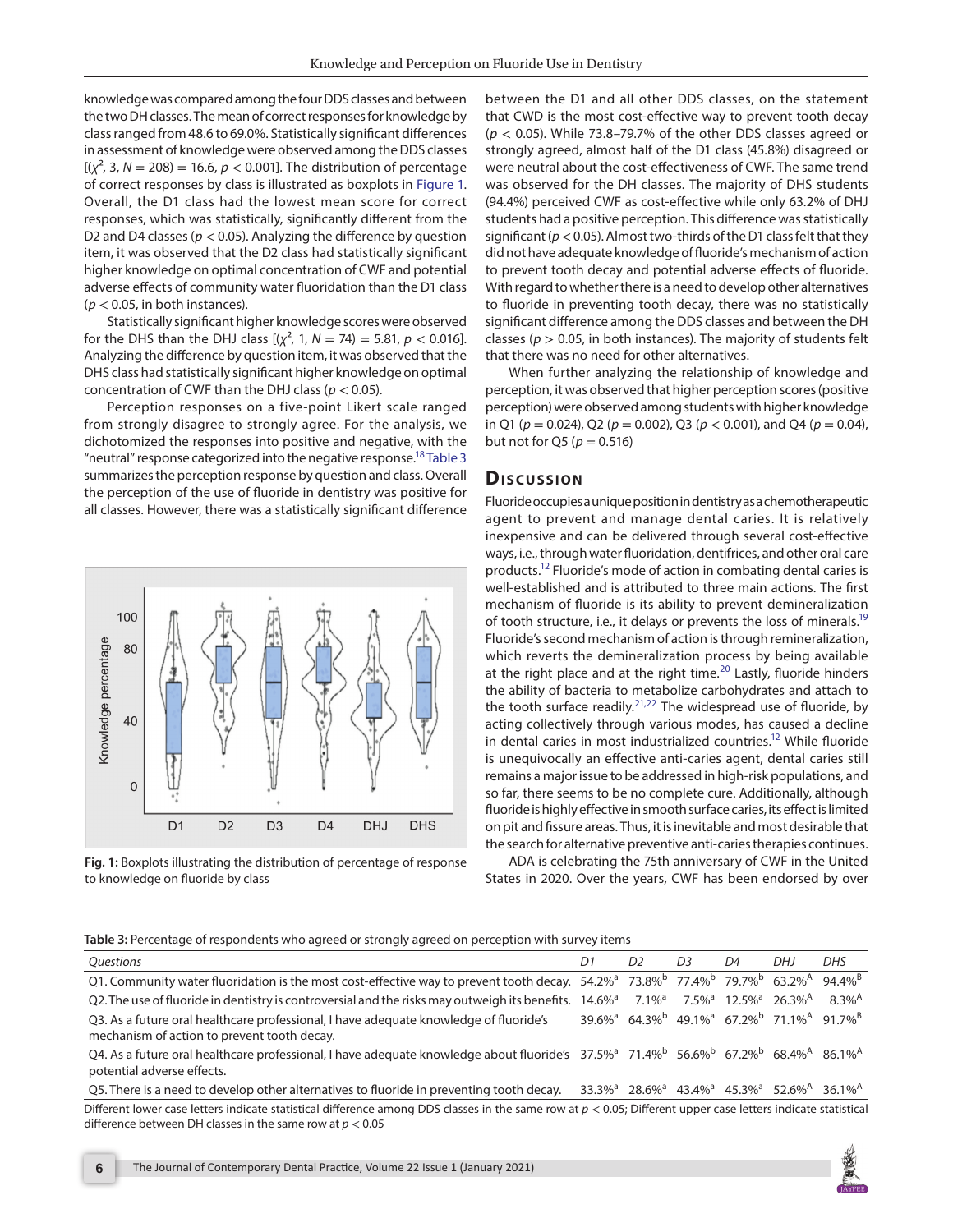knowledge was compared among the four DDS classes and between the two DH classes. The mean of correct responses for knowledge by class ranged from 48.6 to 69.0%. Statistically significant differences in assessment of knowledge were observed among the DDS classes [($\chi^2$, 3, $N = 208$) = 16.6, $p < 0.001$]. The distribution of percentage of correct responses by class is illustrated as boxplots in Figure 1. Overall, the D1 class had the lowest mean score for correct responses, which was statistically, significantly different from the D2 and D4 classes ($p < 0.05$). Analyzing the difference by question item, it was observed that the D2 class had statistically significant higher knowledge on optimal concentration of CWF and potential adverse effects of community water fluoridation than the D1 class ($p < 0.05$, in both instances).

Statistically significant higher knowledge scores were observed for the DHS than the DHJ class [($\chi^2$, 1, $N = 74$) = 5.81, $p < 0.016$]. Analyzing the difference by question item, it was observed that the DHS class had statistically significant higher knowledge on optimal concentration of CWF than the DHJ class ($p < 0.05$).

Perception responses on a five-point Likert scale ranged from strongly disagree to strongly agree. For the analysis, we dichotomized the responses into positive and negative, with the "neutral" response categorized into the negative response.[18] Table 3 summarizes the perception response by question and class. Overall the perception of the use of fluoride in dentistry was positive for all classes. However, there was a statistically significant difference between the D1 and all other DDS classes, on the statement that CWD is the most cost-effective way to prevent tooth decay ($p < 0.05$). While 73.8–79.7% of the other DDS classes agreed or strongly agreed, almost half of the D1 class (45.8%) disagreed or were neutral about the cost-effectiveness of CWF. The same trend was observed for the DH classes. The majority of DHS students (94.4%) perceived CWF as cost-effective while only 63.2% of DHJ students had a positive perception. This difference was statistically significant ($p < 0.05$). Almost two-thirds of the D1 class felt that they did not have adequate knowledge of fluoride's mechanism of action to prevent tooth decay and potential adverse effects of fluoride. With regard to whether there is a need to develop other alternatives to fluoride in preventing tooth decay, there was no statistically significant difference among the DDS classes and between the DH classes ($p > 0.05$, in both instances). The majority of students felt that there was no need for other alternatives.

When further analyzing the relationship of knowledge and perception, it was observed that higher perception scores (positive perception) were observed among students with higher knowledge in Q1 ($p = 0.024$), Q2 ($p = 0.002$), Q3 ($p < 0.001$), and Q4 ($p = 0.04$), but not for Q5 ($p = 0.516$)

Knowledge percentage
100
80
40
0
D1 D2 D3 D4 DHJ DHS

**Fig. 1:** Boxplots illustrating the distribution of percentage of response to knowledge on fluoride by class

## Discussion

Fluoride occupies a unique position in dentistry as a chemotherapeutic agent to prevent and manage dental caries. It is relatively inexpensive and can be delivered through several cost-effective ways, i.e., through water fluoridation, dentifrices, and other oral care products.[12] Fluoride's mode of action in combating dental caries is well-established and is attributed to three main actions. The first mechanism of fluoride is its ability to prevent demineralization of tooth structure, i.e., it delays or prevents the loss of minerals.[19] Fluoride's second mechanism of action is through remineralization, which reverts the demineralization process by being available at the right place and at the right time.[20] Lastly, fluoride hinders the ability of bacteria to metabolize carbohydrates and attach to the tooth surface readily.[21,22] The widespread use of fluoride, by acting collectively through various modes, has caused a decline in dental caries in most industrialized countries.[12] While fluoride is unequivocally an effective anti-caries agent, dental caries still remains a major issue to be addressed in high-risk populations, and so far, there seems to be no complete cure. Additionally, although fluoride is highly effective in smooth surface caries, its effect is limited on pit and fissure areas. Thus, it is inevitable and most desirable that the search for alternative preventive anti-caries therapies continues.

ADA is celebrating the 75th anniversary of CWF in the United States in 2020. Over the years, CWF has been endorsed by over

**Table 3:** Percentage of respondents who agreed or strongly agreed on perception with survey items

| *Questions* | *D1* | *D2* | *D3* | *D4* | *DHJ* | *DHS* |
|---|---|---|---|---|---|---|
| Q1. Community water fluoridation is the most cost-effective way to prevent tooth decay. | 54.2%[a] | 73.8%[b] | 77.4%[b] | 79.7%[b] | 63.2%[A] | 94.4%[B] |
| Q2. The use of fluoride in dentistry is controversial and the risks may outweigh its benefits. | 14.6%[a] | 7.1%[a] | 7.5%[a] | 12.5%[a] | 26.3%[A] | 8.3%[A] |
| Q3. As a future oral healthcare professional, I have adequate knowledge of fluoride's mechanism of action to prevent tooth decay. | 39.6%[a] | 64.3%[b] | 49.1%[a] | 67.2%[b] | 71.1%[A] | 91.7%[B] |
| Q4. As a future oral healthcare professional, I have adequate knowledge about fluoride's potential adverse effects. | 37.5%[a] | 71.4%[b] | 56.6%[b] | 67.2%[b] | 68.4%[A] | 86.1%[A] |
| Q5. There is a need to develop other alternatives to fluoride in preventing tooth decay. | 33.3%[a] | 28.6%[a] | 43.4%[a] | 45.3%[a] | 52.6%[A] | 36.1%[A] |

Different lower case letters indicate statistical difference among DDS classes in the same row at $p < 0.05$; Different upper case letters indicate statistical difference between DH classes in the same row at $p < 0.05$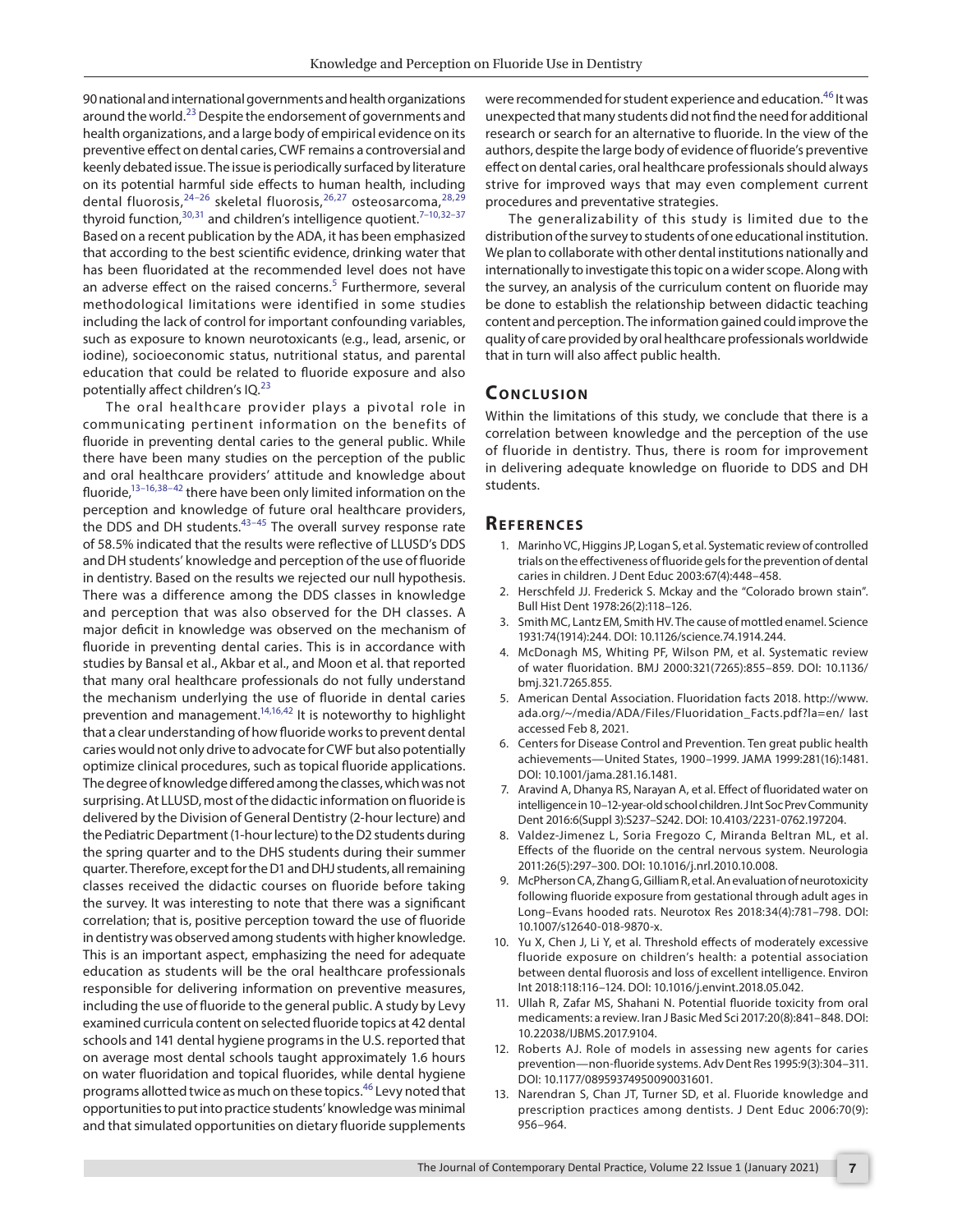90 national and international governments and health organizations around the world.[23] Despite the endorsement of governments and health organizations, and a large body of empirical evidence on its preventive effect on dental caries, CWF remains a controversial and keenly debated issue. The issue is periodically surfaced by literature on its potential harmful side effects to human health, including dental fluorosis,[24–26] skeletal fluorosis,[26,27] osteosarcoma,[28,29] thyroid function,[30,31] and children's intelligence quotient.[7–10,32–37] Based on a recent publication by the ADA, it has been emphasized that according to the best scientific evidence, drinking water that has been fluoridated at the recommended level does not have an adverse effect on the raised concerns.[5] Furthermore, several methodological limitations were identified in some studies including the lack of control for important confounding variables, such as exposure to known neurotoxicants (e.g., lead, arsenic, or iodine), socioeconomic status, nutritional status, and parental education that could be related to fluoride exposure and also potentially affect children's IQ.[23]

The oral healthcare provider plays a pivotal role in communicating pertinent information on the benefits of fluoride in preventing dental caries to the general public. While there have been many studies on the perception of the public and oral healthcare providers' attitude and knowledge about fluoride,[13–16,38–42] there have been only limited information on the perception and knowledge of future oral healthcare providers, the DDS and DH students.[43–45] The overall survey response rate of 58.5% indicated that the results were reflective of LLUSD's DDS and DH students' knowledge and perception of the use of fluoride in dentistry. Based on the results we rejected our null hypothesis. There was a difference among the DDS classes in knowledge and perception that was also observed for the DH classes. A major deficit in knowledge was observed on the mechanism of fluoride in preventing dental caries. This is in accordance with studies by Bansal et al., Akbar et al., and Moon et al. that reported that many oral healthcare professionals do not fully understand the mechanism underlying the use of fluoride in dental caries prevention and management.[14,16,42] It is noteworthy to highlight that a clear understanding of how fluoride works to prevent dental caries would not only drive to advocate for CWF but also potentially optimize clinical procedures, such as topical fluoride applications. The degree of knowledge differed among the classes, which was not surprising. At LLUSD, most of the didactic information on fluoride is delivered by the Division of General Dentistry (2-hour lecture) and the Pediatric Department (1-hour lecture) to the D2 students during the spring quarter and to the DHS students during their summer quarter. Therefore, except for the D1 and DHJ students, all remaining classes received the didactic courses on fluoride before taking the survey. It was interesting to note that there was a significant correlation; that is, positive perception toward the use of fluoride in dentistry was observed among students with higher knowledge. This is an important aspect, emphasizing the need for adequate education as students will be the oral healthcare professionals responsible for delivering information on preventive measures, including the use of fluoride to the general public. A study by Levy examined curricula content on selected fluoride topics at 42 dental schools and 141 dental hygiene programs in the U.S. reported that on average most dental schools taught approximately 1.6 hours on water fluoridation and topical fluorides, while dental hygiene programs allotted twice as much on these topics.[46] Levy noted that opportunities to put into practice students' knowledge was minimal and that simulated opportunities on dietary fluoride supplements were recommended for student experience and education.[46] It was unexpected that many students did not find the need for additional research or search for an alternative to fluoride. In the view of the authors, despite the large body of evidence of fluoride's preventive effect on dental caries, oral healthcare professionals should always strive for improved ways that may even complement current procedures and preventative strategies.

The generalizability of this study is limited due to the distribution of the survey to students of one educational institution. We plan to collaborate with other dental institutions nationally and internationally to investigate this topic on a wider scope. Along with the survey, an analysis of the curriculum content on fluoride may be done to establish the relationship between didactic teaching content and perception. The information gained could improve the quality of care provided by oral healthcare professionals worldwide that in turn will also affect public health.

## Conclusion

Within the limitations of this study, we conclude that there is a correlation between knowledge and the perception of the use of fluoride in dentistry. Thus, there is room for improvement in delivering adequate knowledge on fluoride to DDS and DH students.

## References

1. Marinho VC, Higgins JP, Logan S, et al. Systematic review of controlled trials on the effectiveness of fluoride gels for the prevention of dental caries in children. J Dent Educ 2003:67(4):448–458.
2. Herschfeld JJ. Frederick S. Mckay and the "Colorado brown stain". Bull Hist Dent 1978:26(2):118–126.
3. Smith MC, Lantz EM, Smith HV. The cause of mottled enamel. Science 1931:74(1914):244. DOI: 10.1126/science.74.1914.244.
4. McDonagh MS, Whiting PF, Wilson PM, et al. Systematic review of water fluoridation. BMJ 2000:321(7265):855–859. DOI: 10.1136/bmj.321.7265.855.
5. American Dental Association. Fluoridation facts 2018. http://www.ada.org/~/media/ADA/Files/Fluoridation_Facts.pdf?la=en/ last accessed Feb 8, 2021.
6. Centers for Disease Control and Prevention. Ten great public health achievements—United States, 1900–1999. JAMA 1999:281(16):1481. DOI: 10.1001/jama.281.16.1481.
7. Aravind A, Dhanya RS, Narayan A, et al. Effect of fluoridated water on intelligence in 10–12-year-old school children. J Int Soc Prev Community Dent 2016:6(Suppl 3):S237–S242. DOI: 10.4103/2231-0762.197204.
8. Valdez-Jimenez L, Soria Fregozo C, Miranda Beltran ML, et al. Effects of the fluoride on the central nervous system. Neurologia 2011:26(5):297–300. DOI: 10.1016/j.nrl.2010.10.008.
9. McPherson CA, Zhang G, Gilliam R, et al. An evaluation of neurotoxicity following fluoride exposure from gestational through adult ages in Long–Evans hooded rats. Neurotox Res 2018:34(4):781–798. DOI: 10.1007/s12640-018-9870-x.
10. Yu X, Chen J, Li Y, et al. Threshold effects of moderately excessive fluoride exposure on children's health: a potential association between dental fluorosis and loss of excellent intelligence. Environ Int 2018:118:116–124. DOI: 10.1016/j.envint.2018.05.042.
11. Ullah R, Zafar MS, Shahani N. Potential fluoride toxicity from oral medicaments: a review. Iran J Basic Med Sci 2017:20(8):841–848. DOI: 10.22038/IJBMS.2017.9104.
12. Roberts AJ. Role of models in assessing new agents for caries prevention—non-fluoride systems. Adv Dent Res 1995:9(3):304–311. DOI: 10.1177/08959374950090031601.
13. Narendran S, Chan JT, Turner SD, et al. Fluoride knowledge and prescription practices among dentists. J Dent Educ 2006:70(9):956–964.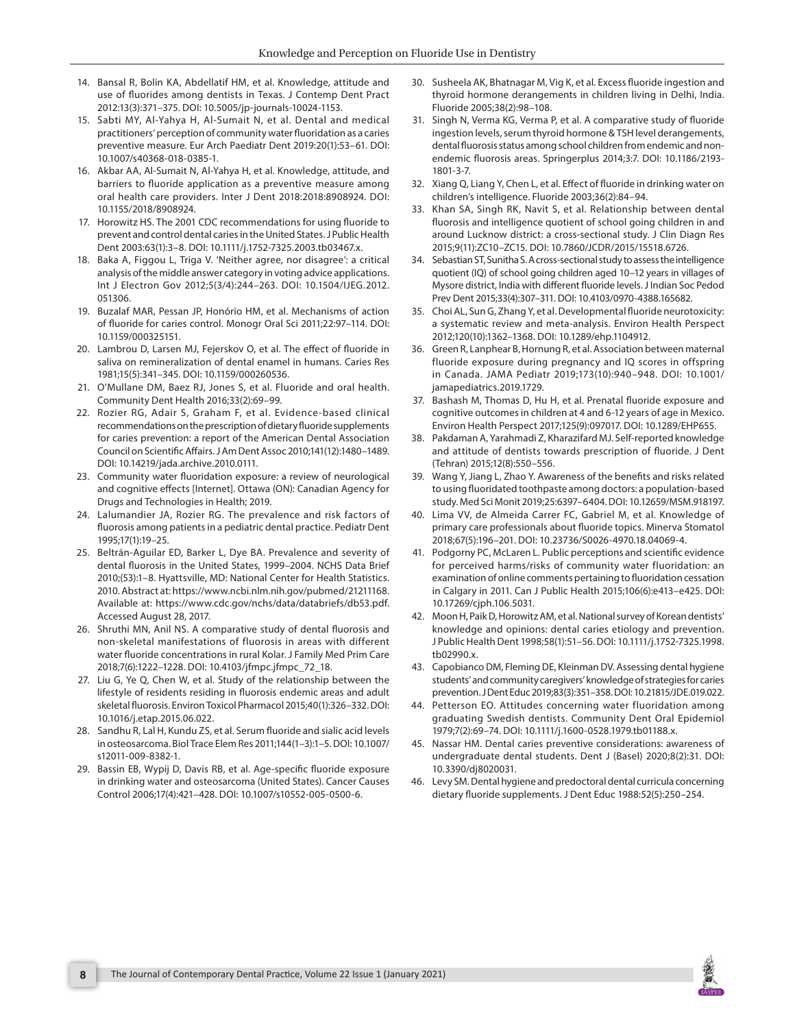14. Bansal R, Bolin KA, Abdellatif HM, et al. Knowledge, attitude and use of fluorides among dentists in Texas. J Contemp Dent Pract 2012:13(3):371–375. DOI: 10.5005/jp-journals-10024-1153.
15. Sabti MY, Al-Yahya H, Al-Sumait N, et al. Dental and medical practitioners' perception of community water fluoridation as a caries preventive measure. Eur Arch Paediatr Dent 2019:20(1):53–61. DOI: 10.1007/s40368-018-0385-1.
16. Akbar AA, Al-Sumait N, Al-Yahya H, et al. Knowledge, attitude, and barriers to fluoride application as a preventive measure among oral health care providers. Inter J Dent 2018:2018:8908924. DOI: 10.1155/2018/8908924.
17. Horowitz HS. The 2001 CDC recommendations for using fluoride to prevent and control dental caries in the United States. J Public Health Dent 2003:63(1):3–8. DOI: 10.1111/j.1752-7325.2003.tb03467.x.
18. Baka A, Figgou L, Triga V. 'Neither agree, nor disagree': a critical analysis of the middle answer category in voting advice applications. Int J Electron Gov 2012;5(3/4):244–263. DOI: 10.1504/IJEG.2012.051306.
19. Buzalaf MAR, Pessan JP, Honório HM, et al. Mechanisms of action of fluoride for caries control. Monogr Oral Sci 2011;22:97–114. DOI: 10.1159/000325151.
20. Lambrou D, Larsen MJ, Fejerskov O, et al. The effect of fluoride in saliva on remineralization of dental enamel in humans. Caries Res 1981;15(5):341–345. DOI: 10.1159/000260536.
21. O'Mullane DM, Baez RJ, Jones S, et al. Fluoride and oral health. Community Dent Health 2016;33(2):69–99.
22. Rozier RG, Adair S, Graham F, et al. Evidence-based clinical recommendations on the prescription of dietary fluoride supplements for caries prevention: a report of the American Dental Association Council on Scientific Affairs. J Am Dent Assoc 2010;141(12):1480–1489. DOI: 10.14219/jada.archive.2010.0111.
23. Community water fluoridation exposure: a review of neurological and cognitive effects [Internet]. Ottawa (ON): Canadian Agency for Drugs and Technologies in Health; 2019.
24. Lalumandier JA, Rozier RG. The prevalence and risk factors of fluorosis among patients in a pediatric dental practice. Pediatr Dent 1995;17(1):19–25.
25. Beltrán-Aguilar ED, Barker L, Dye BA. Prevalence and severity of dental fluorosis in the United States, 1999–2004. NCHS Data Brief 2010;(53):1–8. Hyattsville, MD: National Center for Health Statistics. 2010. Abstract at: https://www.ncbi.nlm.nih.gov/pubmed/21211168. Available at: https://www.cdc.gov/nchs/data/databriefs/db53.pdf. Accessed August 28, 2017.
26. Shruthi MN, Anil NS. A comparative study of dental fluorosis and non-skeletal manifestations of fluorosis in areas with different water fluoride concentrations in rural Kolar. J Family Med Prim Care 2018;7(6):1222–1228. DOI: 10.4103/jfmpc.jfmpc_72_18.
27. Liu G, Ye Q, Chen W, et al. Study of the relationship between the lifestyle of residents residing in fluorosis endemic areas and adult skeletal fluorosis. Environ Toxicol Pharmacol 2015;40(1):326–332. DOI: 10.1016/j.etap.2015.06.022.
28. Sandhu R, Lal H, Kundu ZS, et al. Serum fluoride and sialic acid levels in osteosarcoma. Biol Trace Elem Res 2011;144(1–3):1–5. DOI: 10.1007/s12011-009-8382-1.
29. Bassin EB, Wypij D, Davis RB, et al. Age-specific fluoride exposure in drinking water and osteosarcoma (United States). Cancer Causes Control 2006;17(4):421–428. DOI: 10.1007/s10552-005-0500-6.
30. Susheela AK, Bhatnagar M, Vig K, et al. Excess fluoride ingestion and thyroid hormone derangements in children living in Delhi, India. Fluoride 2005;38(2):98–108.
31. Singh N, Verma KG, Verma P, et al. A comparative study of fluoride ingestion levels, serum thyroid hormone & TSH level derangements, dental fluorosis status among school children from endemic and non-endemic fluorosis areas. Springerplus 2014;3:7. DOI: 10.1186/2193-1801-3-7.
32. Xiang Q, Liang Y, Chen L, et al. Effect of fluoride in drinking water on children's intelligence. Fluoride 2003;36(2):84–94.
33. Khan SA, Singh RK, Navit S, et al. Relationship between dental fluorosis and intelligence quotient of school going children in and around Lucknow district: a cross-sectional study. J Clin Diagn Res 2015;9(11):ZC10–ZC15. DOI: 10.7860/JCDR/2015/15518.6726.
34. Sebastian ST, Sunitha S. A cross-sectional study to assess the intelligence quotient (IQ) of school going children aged 10–12 years in villages of Mysore district, India with different fluoride levels. J Indian Soc Pedod Prev Dent 2015;33(4):307–311. DOI: 10.4103/0970-4388.165682.
35. Choi AL, Sun G, Zhang Y, et al. Developmental fluoride neurotoxicity: a systematic review and meta-analysis. Environ Health Perspect 2012;120(10):1362–1368. DOI: 10.1289/ehp.1104912.
36. Green R, Lanphear B, Hornung R, et al. Association between maternal fluoride exposure during pregnancy and IQ scores in offspring in Canada. JAMA Pediatr 2019;173(10):940–948. DOI: 10.1001/jamapediatrics.2019.1729.
37. Bashash M, Thomas D, Hu H, et al. Prenatal fluoride exposure and cognitive outcomes in children at 4 and 6-12 years of age in Mexico. Environ Health Perspect 2017;125(9):097017. DOI: 10.1289/EHP655.
38. Pakdaman A, Yarahmadi Z, Kharazifard MJ. Self-reported knowledge and attitude of dentists towards prescription of fluoride. J Dent (Tehran) 2015;12(8):550–556.
39. Wang Y, Jiang L, Zhao Y. Awareness of the benefits and risks related to using fluoridated toothpaste among doctors: a population-based study. Med Sci Monit 2019;25:6397–6404. DOI: 10.12659/MSM.918197.
40. Lima VV, de Almeida Carrer FC, Gabriel M, et al. Knowledge of primary care professionals about fluoride topics. Minerva Stomatol 2018;67(5):196–201. DOI: 10.23736/S0026-4970.18.04069-4.
41. Podgorny PC, McLaren L. Public perceptions and scientific evidence for perceived harms/risks of community water fluoridation: an examination of online comments pertaining to fluoridation cessation in Calgary in 2011. Can J Public Health 2015;106(6):e413–e425. DOI: 10.17269/cjph.106.5031.
42. Moon H, Paik D, Horowitz AM, et al. National survey of Korean dentists' knowledge and opinions: dental caries etiology and prevention. J Public Health Dent 1998;58(1):51–56. DOI: 10.1111/j.1752-7325.1998.tb02990.x.
43. Capobianco DM, Fleming DE, Kleinman DV. Assessing dental hygiene students' and community caregivers' knowledge of strategies for caries prevention. J Dent Educ 2019;83(3):351–358. DOI: 10.21815/JDE.019.022.
44. Petterson EO. Attitudes concerning water fluoridation among graduating Swedish dentists. Community Dent Oral Epidemiol 1979;7(2):69–74. DOI: 10.1111/j.1600-0528.1979.tb01188.x.
45. Nassar HM. Dental caries preventive considerations: awareness of undergraduate dental students. Dent J (Basel) 2020;8(2):31. DOI: 10.3390/dj8020031.
46. Levy SM. Dental hygiene and predoctoral dental curricula concerning dietary fluoride supplements. J Dent Educ 1988:52(5):250–254.